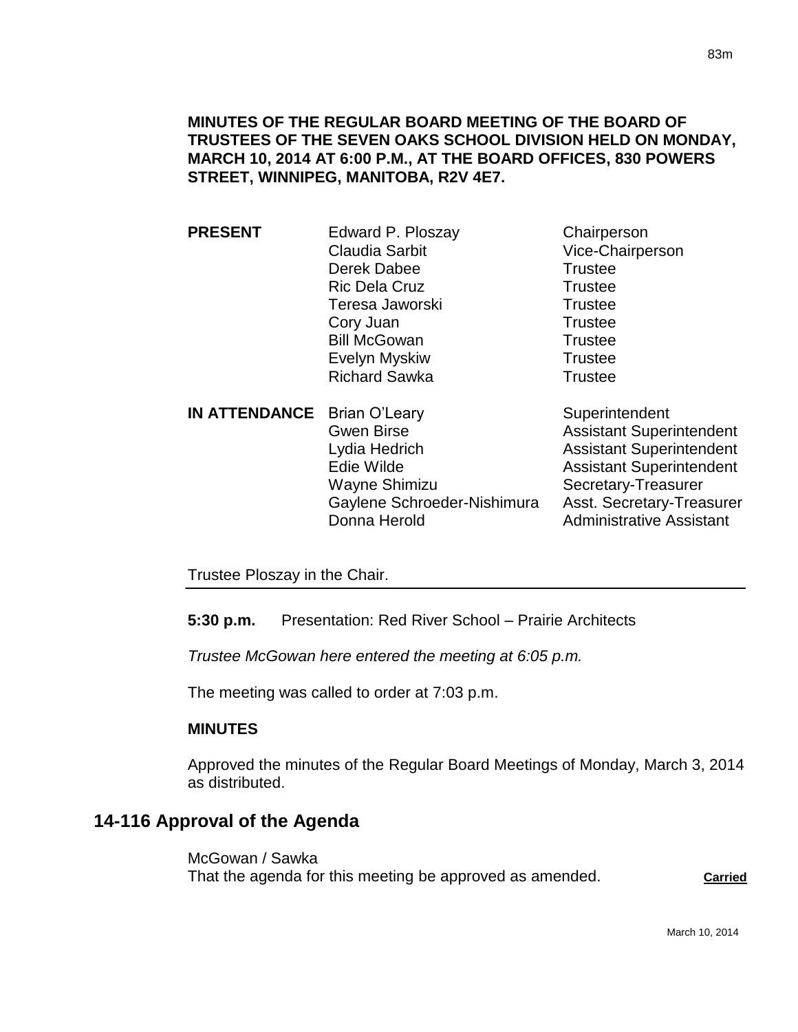**MINUTES OF THE REGULAR BOARD MEETING OF THE BOARD OF TRUSTEES OF THE SEVEN OAKS SCHOOL DIVISION HELD ON MONDAY, MARCH 10, 2014 AT 6:00 P.M., AT THE BOARD OFFICES, 830 POWERS STREET, WINNIPEG, MANITOBA, R2V 4E7.**

| | | |
|---|---|---|
| **PRESENT** | Edward P. Ploszay | Chairperson |
| | Claudia Sarbit | Vice-Chairperson |
| | Derek Dabee | Trustee |
| | Ric Dela Cruz | Trustee |
| | Teresa Jaworski | Trustee |
| | Cory Juan | Trustee |
| | Bill McGowan | Trustee |
| | Evelyn Myskiw | Trustee |
| | Richard Sawka | Trustee |
| **IN ATTENDANCE** | Brian O'Leary | Superintendent |
| | Gwen Birse | Assistant Superintendent |
| | Lydia Hedrich | Assistant Superintendent |
| | Edie Wilde | Assistant Superintendent |
| | Wayne Shimizu | Secretary-Treasurer |
| | Gaylene Schroeder-Nishimura | Asst. Secretary-Treasurer |
| | Donna Herold | Administrative Assistant |

Trustee Ploszay in the Chair.

**5:30 p.m.** Presentation: Red River School – Prairie Architects

*Trustee McGowan here entered the meeting at 6:05 p.m.*

The meeting was called to order at 7:03 p.m.

**MINUTES**

Approved the minutes of the Regular Board Meetings of Monday, March 3, 2014 as distributed.

## 14-116 Approval of the Agenda

McGowan / Sawka
That the agenda for this meeting be approved as amended. **Carried**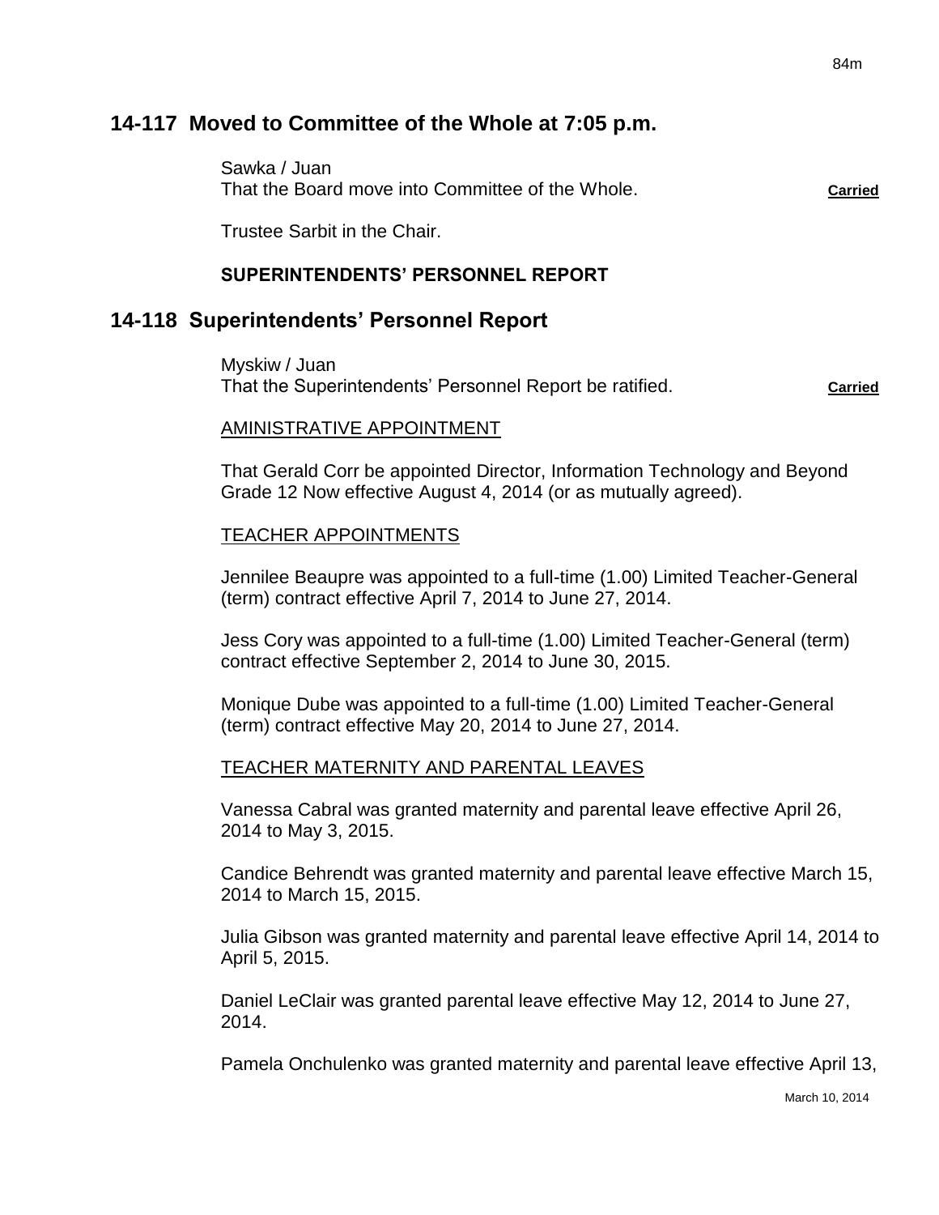## 14-117 Moved to Committee of the Whole at 7:05 p.m.

Sawka / Juan
That the Board move into Committee of the Whole. **Carried**

Trustee Sarbit in the Chair.

**SUPERINTENDENTS' PERSONNEL REPORT**

## 14-118 Superintendents' Personnel Report

Myskiw / Juan
That the Superintendents' Personnel Report be ratified. **Carried**

AMINISTRATIVE APPOINTMENT

That Gerald Corr be appointed Director, Information Technology and Beyond Grade 12 Now effective August 4, 2014 (or as mutually agreed).

TEACHER APPOINTMENTS

Jennilee Beaupre was appointed to a full-time (1.00) Limited Teacher-General (term) contract effective April 7, 2014 to June 27, 2014.

Jess Cory was appointed to a full-time (1.00) Limited Teacher-General (term) contract effective September 2, 2014 to June 30, 2015.

Monique Dube was appointed to a full-time (1.00) Limited Teacher-General (term) contract effective May 20, 2014 to June 27, 2014.

TEACHER MATERNITY AND PARENTAL LEAVES

Vanessa Cabral was granted maternity and parental leave effective April 26, 2014 to May 3, 2015.

Candice Behrendt was granted maternity and parental leave effective March 15, 2014 to March 15, 2015.

Julia Gibson was granted maternity and parental leave effective April 14, 2014 to April 5, 2015.

Daniel LeClair was granted parental leave effective May 12, 2014 to June 27, 2014.

Pamela Onchulenko was granted maternity and parental leave effective April 13,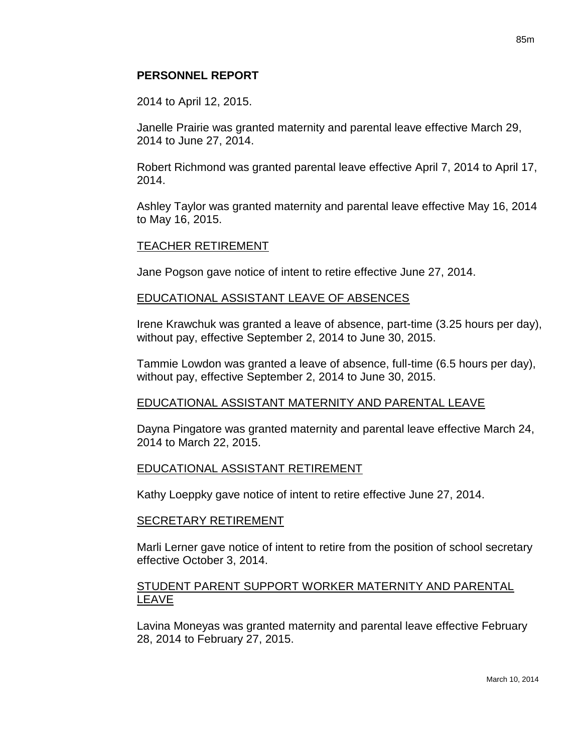**PERSONNEL REPORT**

2014 to April 12, 2015.

Janelle Prairie was granted maternity and parental leave effective March 29, 2014 to June 27, 2014.

Robert Richmond was granted parental leave effective April 7, 2014 to April 17, 2014.

Ashley Taylor was granted maternity and parental leave effective May 16, 2014 to May 16, 2015.

TEACHER RETIREMENT

Jane Pogson gave notice of intent to retire effective June 27, 2014.

EDUCATIONAL ASSISTANT LEAVE OF ABSENCES

Irene Krawchuk was granted a leave of absence, part-time (3.25 hours per day), without pay, effective September 2, 2014 to June 30, 2015.

Tammie Lowdon was granted a leave of absence, full-time (6.5 hours per day), without pay, effective September 2, 2014 to June 30, 2015.

EDUCATIONAL ASSISTANT MATERNITY AND PARENTAL LEAVE

Dayna Pingatore was granted maternity and parental leave effective March 24, 2014 to March 22, 2015.

EDUCATIONAL ASSISTANT RETIREMENT

Kathy Loeppky gave notice of intent to retire effective June 27, 2014.

SECRETARY RETIREMENT

Marli Lerner gave notice of intent to retire from the position of school secretary effective October 3, 2014.

STUDENT PARENT SUPPORT WORKER MATERNITY AND PARENTAL LEAVE

Lavina Moneyas was granted maternity and parental leave effective February 28, 2014 to February 27, 2015.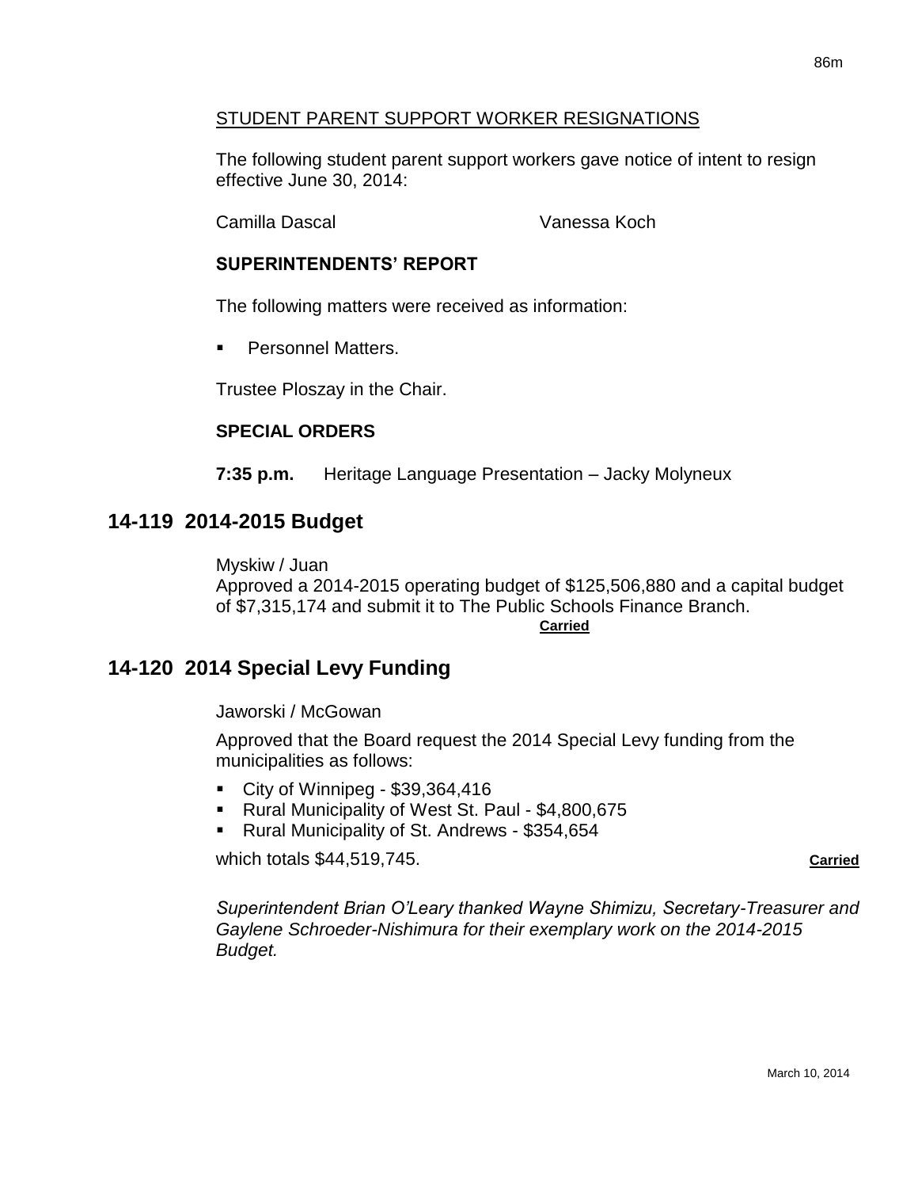STUDENT PARENT SUPPORT WORKER RESIGNATIONS

The following student parent support workers gave notice of intent to resign effective June 30, 2014:

Camilla Dascal Vanessa Koch

**SUPERINTENDENTS' REPORT**

The following matters were received as information:

- Personnel Matters.

Trustee Ploszay in the Chair.

**SPECIAL ORDERS**

**7:35 p.m.** Heritage Language Presentation – Jacky Molyneux

## 14-119 2014-2015 Budget

Myskiw / Juan
Approved a 2014-2015 operating budget of $125,506,880 and a capital budget of $7,315,174 and submit it to The Public Schools Finance Branch.

**Carried**

## 14-120 2014 Special Levy Funding

Jaworski / McGowan

Approved that the Board request the 2014 Special Levy funding from the municipalities as follows:

- City of Winnipeg - $39,364,416
- Rural Municipality of West St. Paul - $4,800,675
- Rural Municipality of St. Andrews - $354,654

which totals $44,519,745. **Carried**

*Superintendent Brian O'Leary thanked Wayne Shimizu, Secretary-Treasurer and Gaylene Schroeder-Nishimura for their exemplary work on the 2014-2015 Budget.*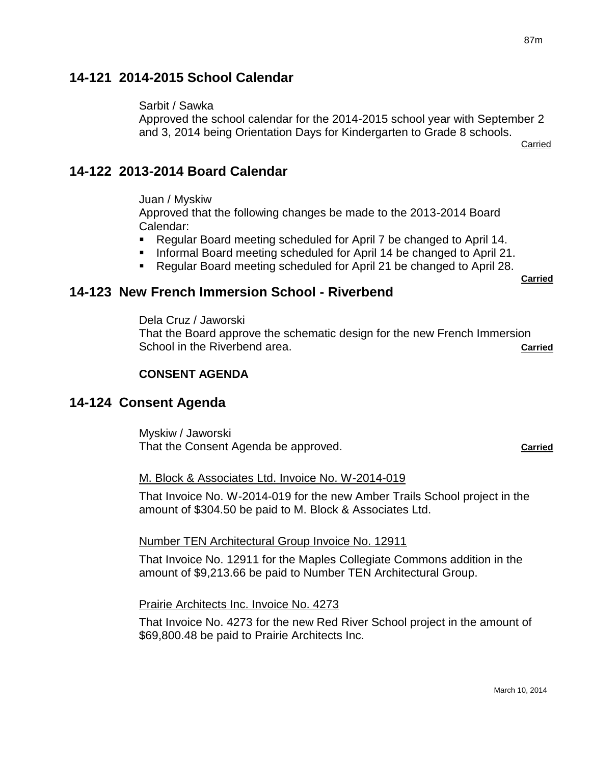## 14-121 2014-2015 School Calendar

Sarbit / Sawka
Approved the school calendar for the 2014-2015 school year with September 2 and 3, 2014 being Orientation Days for Kindergarten to Grade 8 schools.

Carried

## 14-122 2013-2014 Board Calendar

Juan / Myskiw
Approved that the following changes be made to the 2013-2014 Board Calendar:

- Regular Board meeting scheduled for April 7 be changed to April 14.
- Informal Board meeting scheduled for April 14 be changed to April 21.
- Regular Board meeting scheduled for April 21 be changed to April 28.

**Carried**

## 14-123 New French Immersion School - Riverbend

Dela Cruz / Jaworski
That the Board approve the schematic design for the new French Immersion School in the Riverbend area. **Carried**

**CONSENT AGENDA**

## 14-124 Consent Agenda

Myskiw / Jaworski
That the Consent Agenda be approved. **Carried**

M. Block & Associates Ltd. Invoice No. W-2014-019

That Invoice No. W-2014-019 for the new Amber Trails School project in the amount of $304.50 be paid to M. Block & Associates Ltd.

Number TEN Architectural Group Invoice No. 12911

That Invoice No. 12911 for the Maples Collegiate Commons addition in the amount of $9,213.66 be paid to Number TEN Architectural Group.

Prairie Architects Inc. Invoice No. 4273

That Invoice No. 4273 for the new Red River School project in the amount of $69,800.48 be paid to Prairie Architects Inc.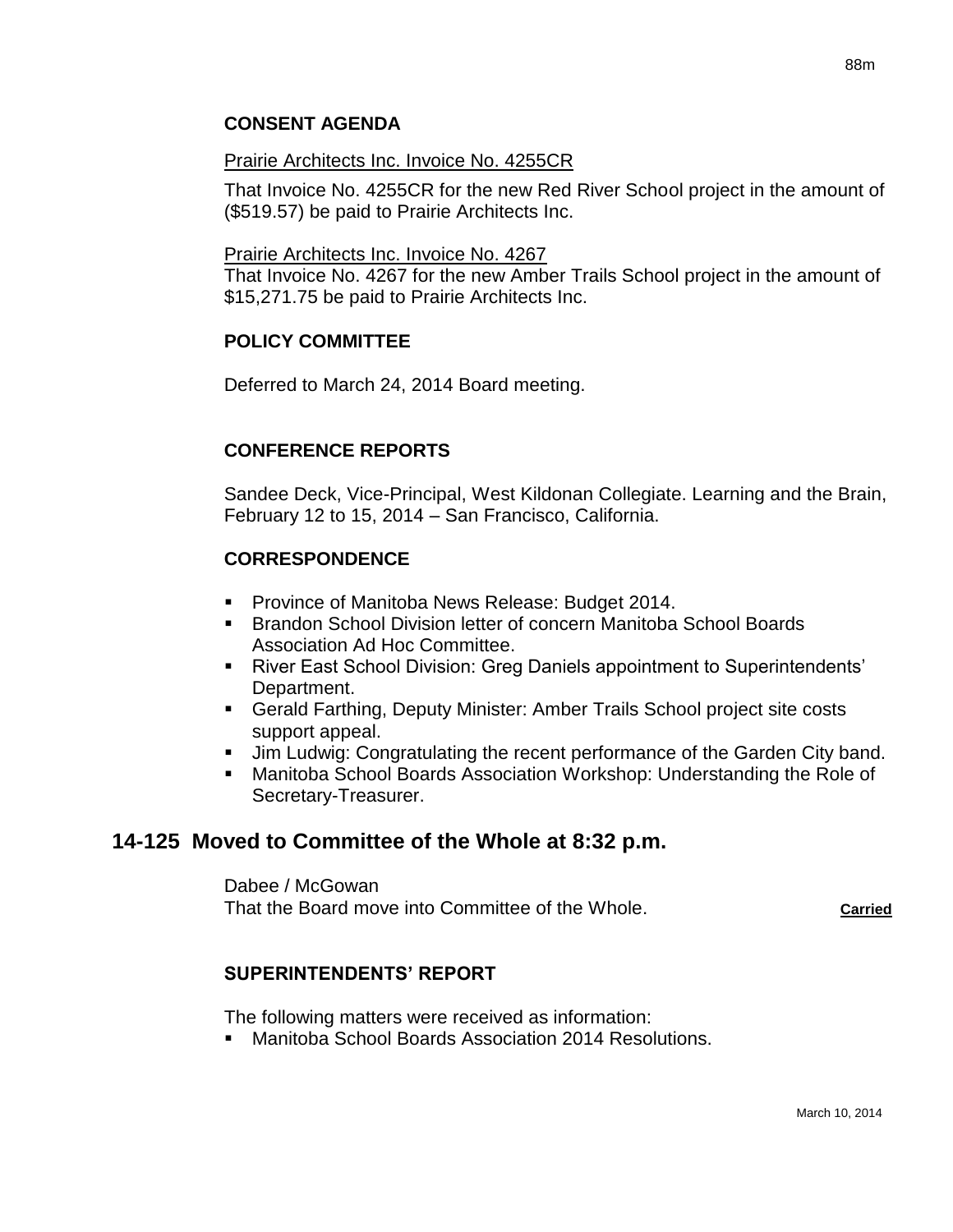### CONSENT AGENDA

Prairie Architects Inc. Invoice No. 4255CR

That Invoice No. 4255CR for the new Red River School project in the amount of ($519.57) be paid to Prairie Architects Inc.

Prairie Architects Inc. Invoice No. 4267

That Invoice No. 4267 for the new Amber Trails School project in the amount of $15,271.75 be paid to Prairie Architects Inc.

### POLICY COMMITTEE

Deferred to March 24, 2014 Board meeting.

### CONFERENCE REPORTS

Sandee Deck, Vice-Principal, West Kildonan Collegiate. Learning and the Brain, February 12 to 15, 2014 – San Francisco, California.

### CORRESPONDENCE

- Province of Manitoba News Release: Budget 2014.
- Brandon School Division letter of concern Manitoba School Boards Association Ad Hoc Committee.
- River East School Division: Greg Daniels appointment to Superintendents' Department.
- Gerald Farthing, Deputy Minister: Amber Trails School project site costs support appeal.
- Jim Ludwig: Congratulating the recent performance of the Garden City band.
- Manitoba School Boards Association Workshop: Understanding the Role of Secretary-Treasurer.

## 14-125 Moved to Committee of the Whole at 8:32 p.m.

Dabee / McGowan

That the Board move into Committee of the Whole. **Carried**

### SUPERINTENDENTS' REPORT

The following matters were received as information:

- Manitoba School Boards Association 2014 Resolutions.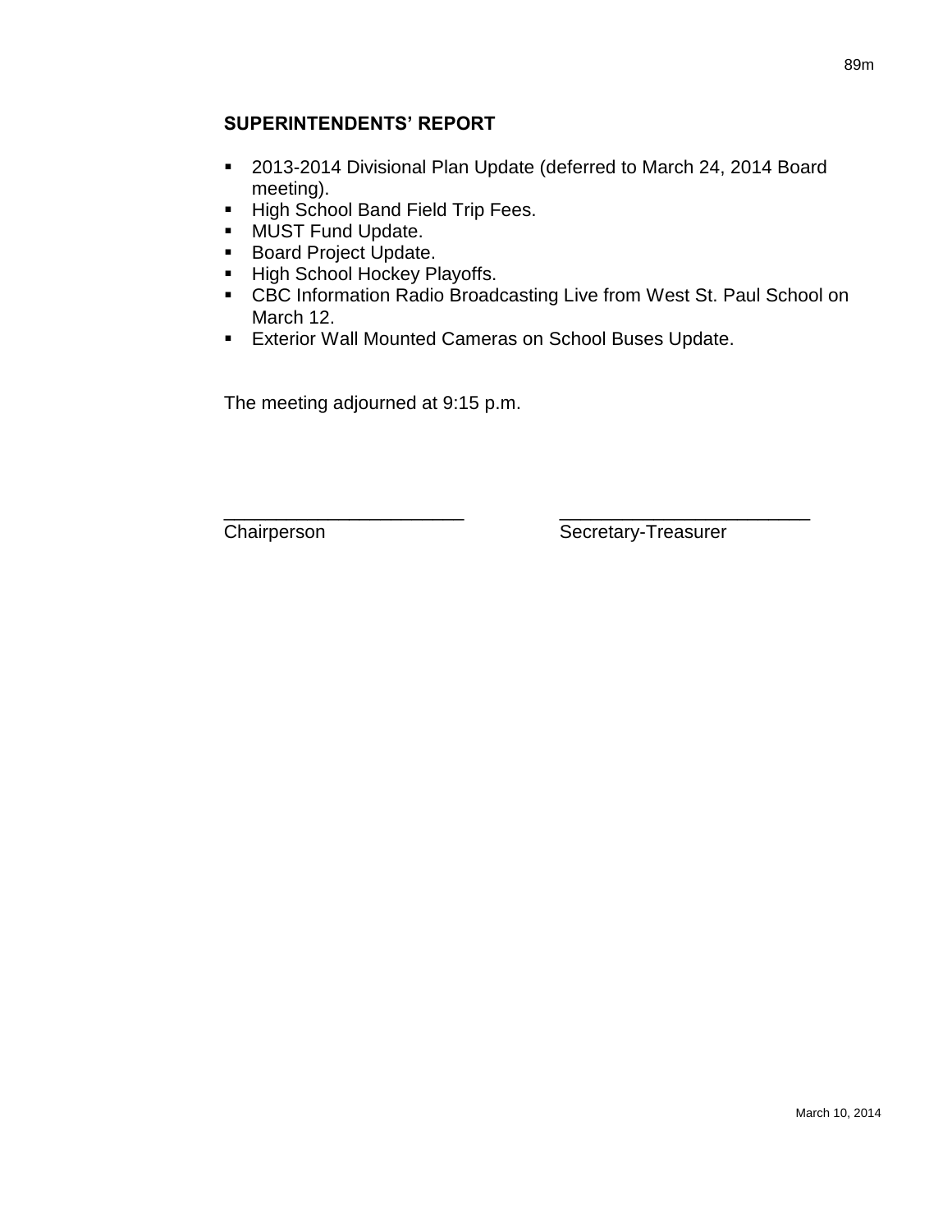## SUPERINTENDENTS' REPORT

- 2013-2014 Divisional Plan Update (deferred to March 24, 2014 Board meeting).
- High School Band Field Trip Fees.
- MUST Fund Update.
- Board Project Update.
- High School Hockey Playoffs.
- CBC Information Radio Broadcasting Live from West St. Paul School on March 12.
- Exterior Wall Mounted Cameras on School Buses Update.

The meeting adjourned at 9:15 p.m.

_______________________ _______________________

Chairperson Secretary-Treasurer